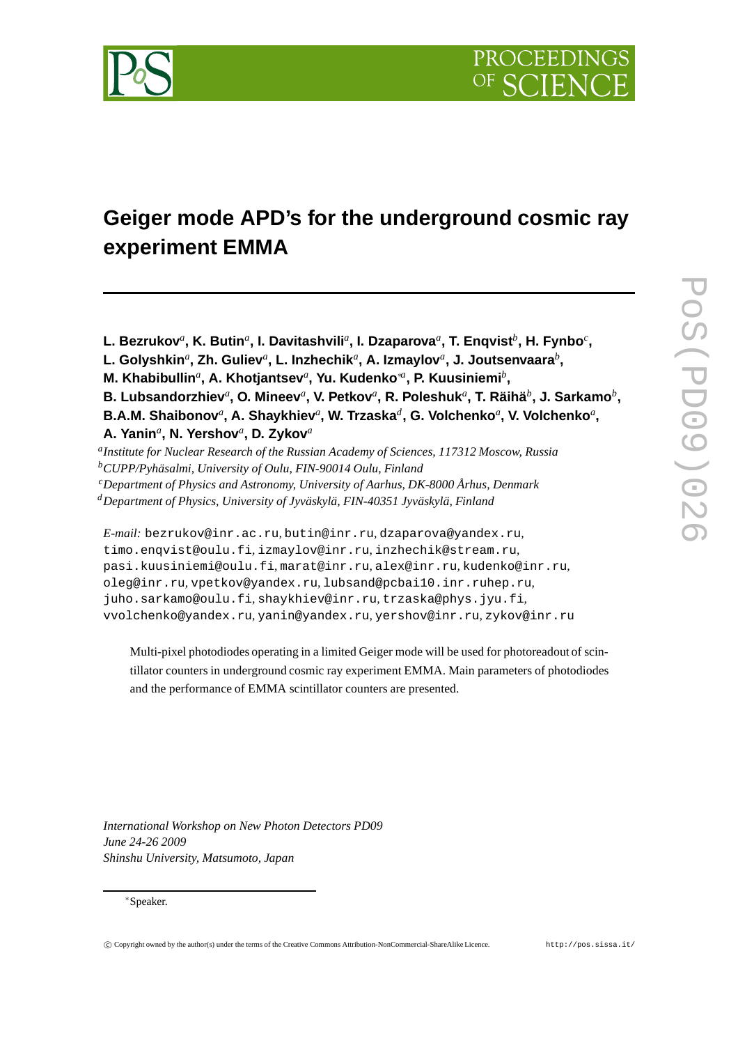# Geiger mode APD's for the underground cosmic ray experiment EMMA

**L. Bezrukov**[a], **K. Butin**[a], **I. Davitashvili**[a], **I. Dzaparova**[a], **T. Enqvist**[b], **H. Fynbo**[c], **L. Golyshkin**[a], **Zh. Guliev**[a], **L. Inzhechik**[a], **A. Izmaylov**[a], **J. Joutsenvaara**[b], **M. Khabibullin**[a], **A. Khotjantsev**[a], **Yu. Kudenko**[∗a], **P. Kuusiniemi**[b], **B. Lubsandorzhiev**[a], **O. Mineev**[a], **V. Petkov**[a], **R. Poleshuk**[a], **T. Räihä**[b], **J. Sarkamo**[b], **B.A.M. Shaibonov**[a], **A. Shaykhiev**[a], **W. Trzaska**[d], **G. Volchenko**[a], **V. Volchenko**[a], **A. Yanin**[a], **N. Yershov**[a], **D. Zykov**[a]

[a] *Institute for Nuclear Research of the Russian Academy of Sciences, 117312 Moscow, Russia*
[b] *CUPP/Pyhäsalmi, University of Oulu, FIN-90014 Oulu, Finland*
[c] *Department of Physics and Astronomy, University of Aarhus, DK-8000 Århus, Denmark*
[d] *Department of Physics, University of Jyväskylä, FIN-40351 Jyväskylä, Finland*

*E-mail:* bezrukov@inr.ac.ru, butin@inr.ru, dzaparova@yandex.ru, timo.enqvist@oulu.fi, izmaylov@inr.ru, inzhechik@stream.ru, pasi.kuusiniemi@oulu.fi, marat@inr.ru, alex@inr.ru, kudenko@inr.ru, oleg@inr.ru, vpetkov@yandex.ru, lubsand@pcbai10.inr.ruhep.ru, juho.sarkamo@oulu.fi, shaykhiev@inr.ru, trzaska@phys.jyu.fi, vvolchenko@yandex.ru, yanin@yandex.ru, yershov@inr.ru, zykov@inr.ru

Multi-pixel photodiodes operating in a limited Geiger mode will be used for photoreadout of scintillator counters in underground cosmic ray experiment EMMA. Main parameters of photodiodes and the performance of EMMA scintillator counters are presented.

*International Workshop on New Photon Detectors PD09*
*June 24-26 2009*
*Shinshu University, Matsumoto, Japan*

∗Speaker.

© Copyright owned by the author(s) under the terms of the Creative Commons Attribution-NonCommercial-ShareAlike Licence. http://pos.sissa.it/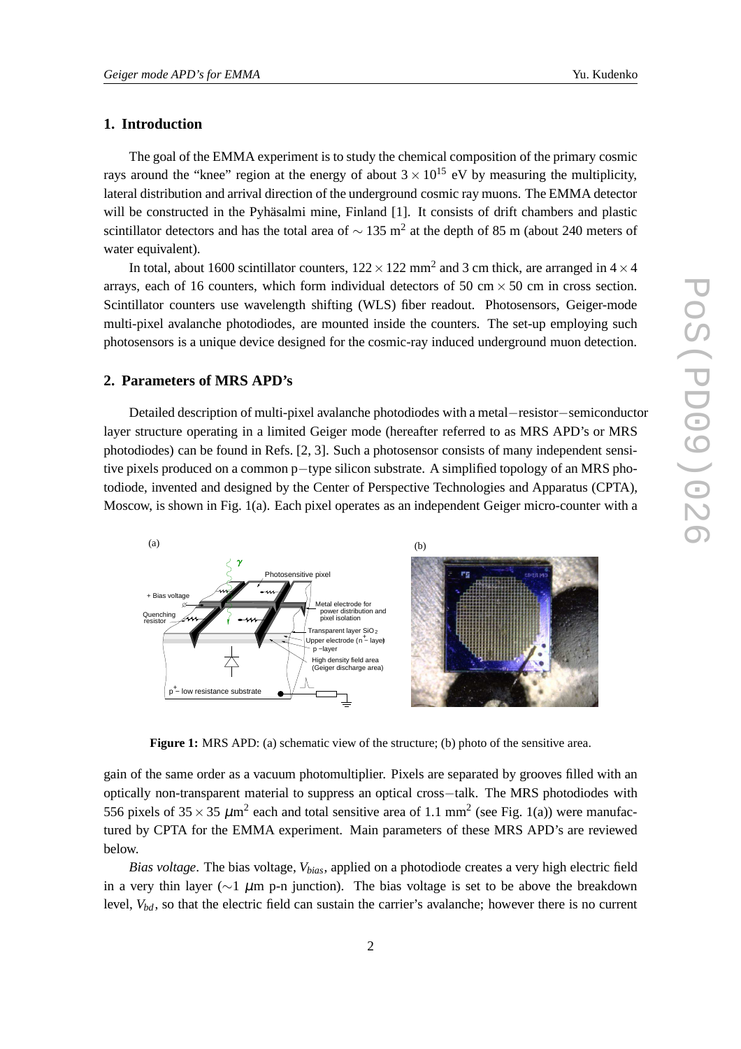## 1. Introduction

The goal of the EMMA experiment is to study the chemical composition of the primary cosmic rays around the "knee" region at the energy of about $3 \times 10^{15}$ eV by measuring the multiplicity, lateral distribution and arrival direction of the underground cosmic ray muons. The EMMA detector will be constructed in the Pyhäsalmi mine, Finland [1]. It consists of drift chambers and plastic scintillator detectors and has the total area of $\sim 135$ m$^2$ at the depth of 85 m (about 240 meters of water equivalent).

In total, about 1600 scintillator counters, $122 \times 122$ mm$^2$ and 3 cm thick, are arranged in $4 \times 4$ arrays, each of 16 counters, which form individual detectors of 50 cm $\times$ 50 cm in cross section. Scintillator counters use wavelength shifting (WLS) fiber readout. Photosensors, Geiger-mode multi-pixel avalanche photodiodes, are mounted inside the counters. The set-up employing such photosensors is a unique device designed for the cosmic-ray induced underground muon detection.

## 2. Parameters of MRS APD's

Detailed description of multi-pixel avalanche photodiodes with a metal−resistor−semiconductor layer structure operating in a limited Geiger mode (hereafter referred to as MRS APD's or MRS photodiodes) can be found in Refs. [2, 3]. Such a photosensor consists of many independent sensitive pixels produced on a common p−type silicon substrate. A simplified topology of an MRS photodiode, invented and designed by the Center of Perspective Technologies and Apparatus (CPTA), Moscow, is shown in Fig. 1(a). Each pixel operates as an independent Geiger micro-counter with a

**Figure 1:** MRS APD: (a) schematic view of the structure; (b) photo of the sensitive area.

gain of the same order as a vacuum photomultiplier. Pixels are separated by grooves filled with an optically non-transparent material to suppress an optical cross−talk. The MRS photodiodes with 556 pixels of $35 \times 35$ $\mu$m$^2$ each and total sensitive area of 1.1 mm$^2$ (see Fig. 1(a)) were manufactured by CPTA for the EMMA experiment. Main parameters of these MRS APD's are reviewed below.

*Bias voltage*. The bias voltage, $V_{bias}$, applied on a photodiode creates a very high electric field in a very thin layer ($\sim$1 $\mu$m p-n junction). The bias voltage is set to be above the breakdown level, $V_{bd}$, so that the electric field can sustain the carrier's avalanche; however there is no current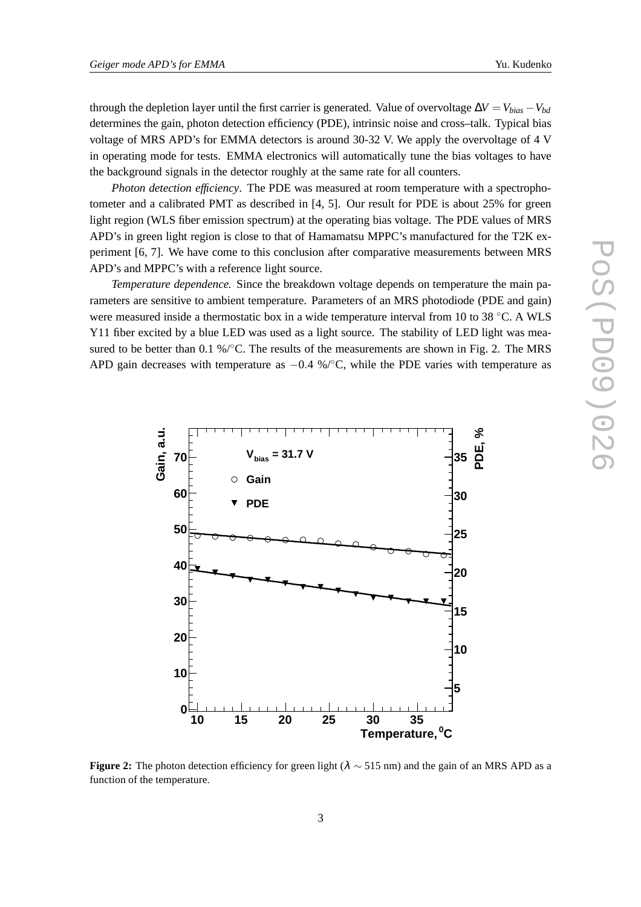through the depletion layer until the first carrier is generated. Value of overvoltage $\Delta V = V_{bias} - V_{bd}$ determines the gain, photon detection efficiency (PDE), intrinsic noise and cross–talk. Typical bias voltage of MRS APD's for EMMA detectors is around 30-32 V. We apply the overvoltage of 4 V in operating mode for tests. EMMA electronics will automatically tune the bias voltages to have the background signals in the detector roughly at the same rate for all counters.

*Photon detection efficiency*. The PDE was measured at room temperature with a spectrophotometer and a calibrated PMT as described in [4, 5]. Our result for PDE is about 25% for green light region (WLS fiber emission spectrum) at the operating bias voltage. The PDE values of MRS APD's in green light region is close to that of Hamamatsu MPPC's manufactured for the T2K experiment [6, 7]. We have come to this conclusion after comparative measurements between MRS APD's and MPPC's with a reference light source.

*Temperature dependence.* Since the breakdown voltage depends on temperature the main parameters are sensitive to ambient temperature. Parameters of an MRS photodiode (PDE and gain) were measured inside a thermostatic box in a wide temperature interval from 10 to 38 °C. A WLS Y11 fiber excited by a blue LED was used as a light source. The stability of LED light was measured to be better than 0.1 %/°C. The results of the measurements are shown in Fig. 2. The MRS APD gain decreases with temperature as $-0.4$ %/°C, while the PDE varies with temperature as

**Figure 2:** The photon detection efficiency for green light ($\lambda \sim 515$ nm) and the gain of an MRS APD as a function of the temperature.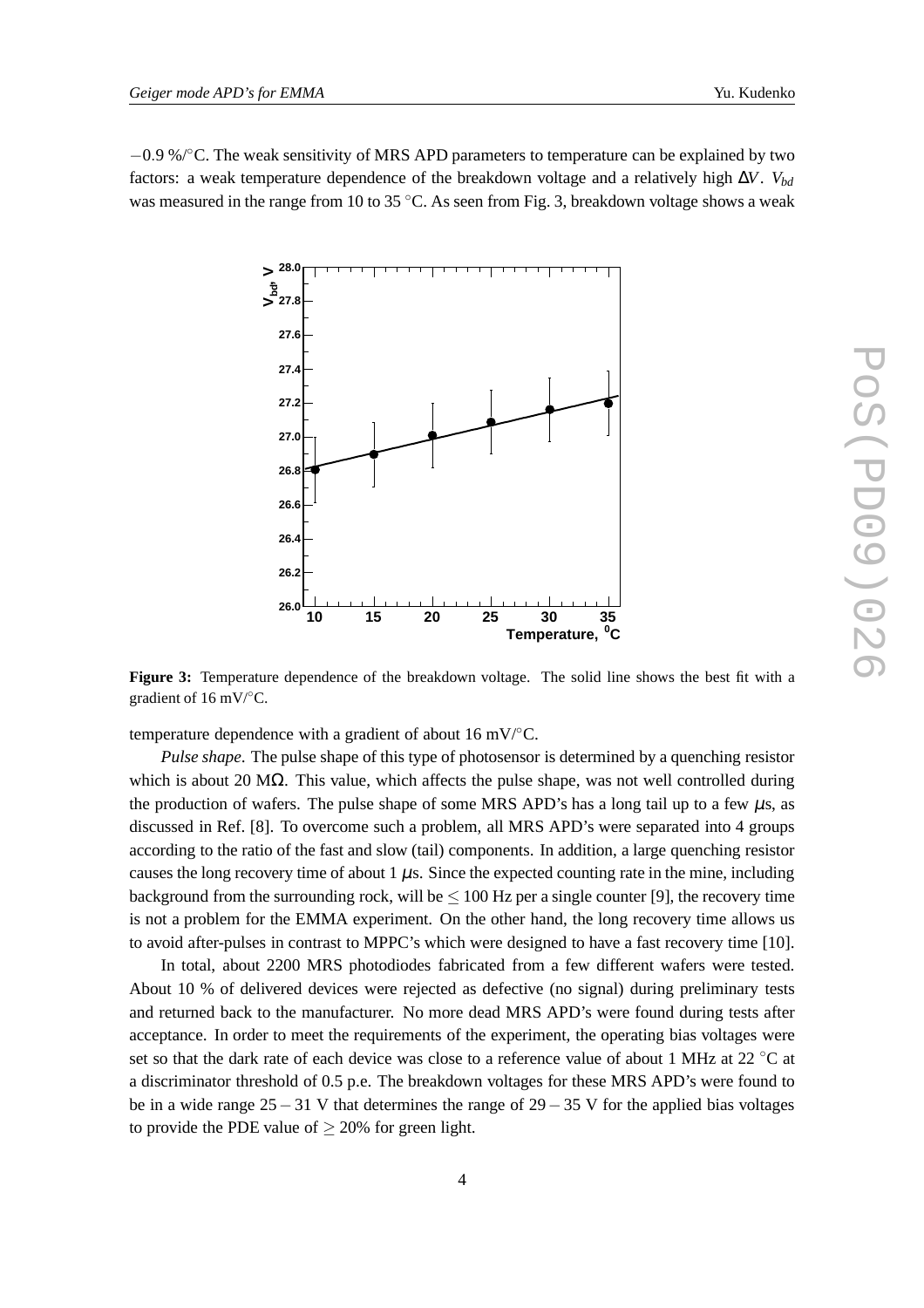$-0.9$ %/°C. The weak sensitivity of MRS APD parameters to temperature can be explained by two factors: a weak temperature dependence of the breakdown voltage and a relatively high $\Delta V$. $V_{bd}$ was measured in the range from 10 to 35 °C. As seen from Fig. 3, breakdown voltage shows a weak

**Figure 3:** Temperature dependence of the breakdown voltage. The solid line shows the best fit with a gradient of 16 mV/°C.

temperature dependence with a gradient of about 16 mV/°C.

*Pulse shape.* The pulse shape of this type of photosensor is determined by a quenching resistor which is about 20 M$\Omega$. This value, which affects the pulse shape, was not well controlled during the production of wafers. The pulse shape of some MRS APD's has a long tail up to a few $\mu$s, as discussed in Ref. [8]. To overcome such a problem, all MRS APD's were separated into 4 groups according to the ratio of the fast and slow (tail) components. In addition, a large quenching resistor causes the long recovery time of about 1 $\mu$s. Since the expected counting rate in the mine, including background from the surrounding rock, will be $\leq 100$ Hz per a single counter [9], the recovery time is not a problem for the EMMA experiment. On the other hand, the long recovery time allows us to avoid after-pulses in contrast to MPPC's which were designed to have a fast recovery time [10].

In total, about 2200 MRS photodiodes fabricated from a few different wafers were tested. About 10 % of delivered devices were rejected as defective (no signal) during preliminary tests and returned back to the manufacturer. No more dead MRS APD's were found during tests after acceptance. In order to meet the requirements of the experiment, the operating bias voltages were set so that the dark rate of each device was close to a reference value of about 1 MHz at 22 °C at a discriminator threshold of 0.5 p.e. The breakdown voltages for these MRS APD's were found to be in a wide range $25-31$ V that determines the range of $29-35$ V for the applied bias voltages to provide the PDE value of $\geq 20\%$ for green light.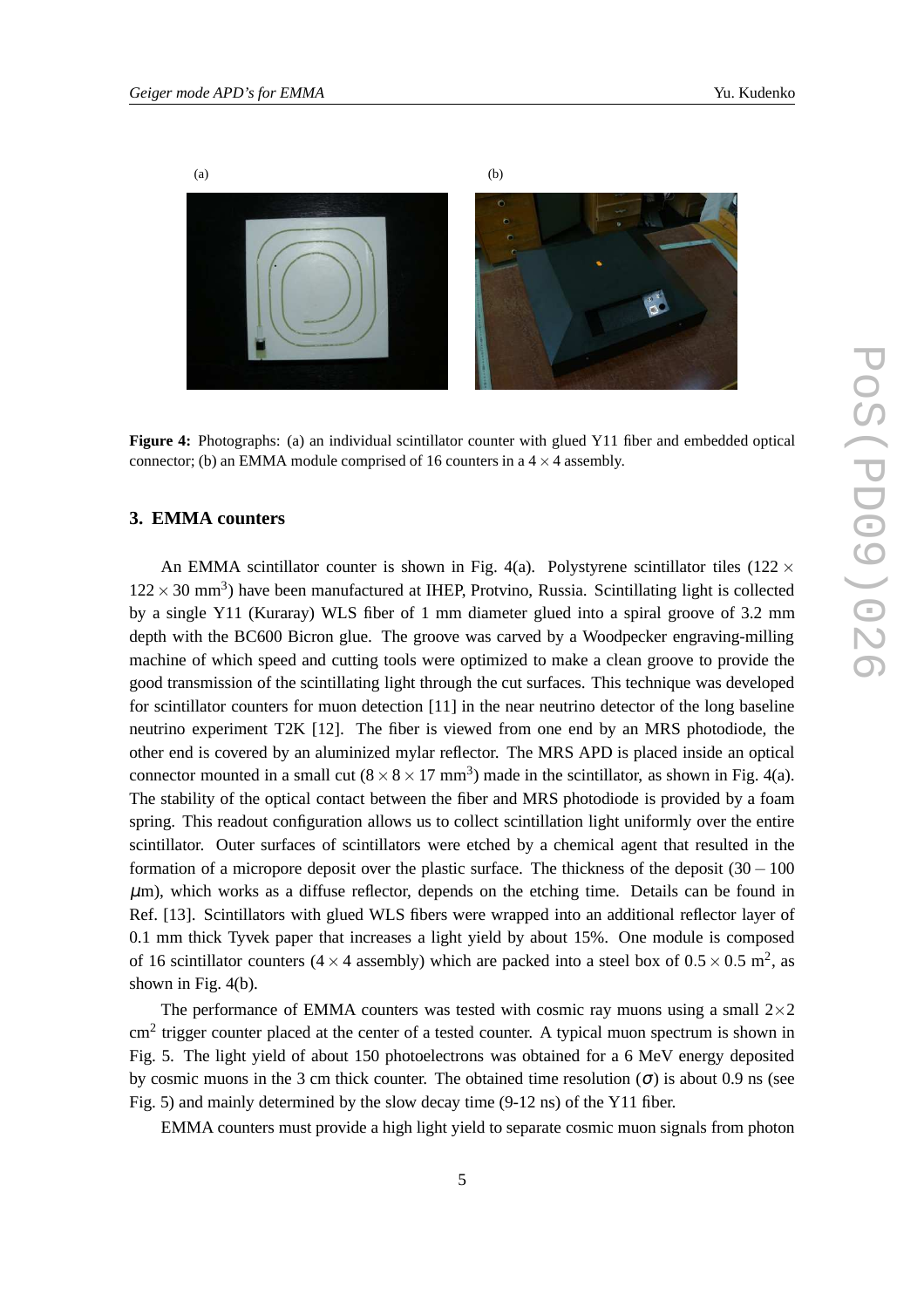(a)

(b)

**Figure 4:** Photographs: (a) an individual scintillator counter with glued Y11 fiber and embedded optical connector; (b) an EMMA module comprised of 16 counters in a $4 \times 4$ assembly.

## 3. EMMA counters

An EMMA scintillator counter is shown in Fig. 4(a). Polystyrene scintillator tiles ($122 \times 122 \times 30$ mm$^3$) have been manufactured at IHEP, Protvino, Russia. Scintillating light is collected by a single Y11 (Kuraray) WLS fiber of 1 mm diameter glued into a spiral groove of 3.2 mm depth with the BC600 Bicron glue. The groove was carved by a Woodpecker engraving-milling machine of which speed and cutting tools were optimized to make a clean groove to provide the good transmission of the scintillating light through the cut surfaces. This technique was developed for scintillator counters for muon detection [11] in the near neutrino detector of the long baseline neutrino experiment T2K [12]. The fiber is viewed from one end by an MRS photodiode, the other end is covered by an aluminized mylar reflector. The MRS APD is placed inside an optical connector mounted in a small cut ($8 \times 8 \times 17$ mm$^3$) made in the scintillator, as shown in Fig. 4(a). The stability of the optical contact between the fiber and MRS photodiode is provided by a foam spring. This readout configuration allows us to collect scintillation light uniformly over the entire scintillator. Outer surfaces of scintillators were etched by a chemical agent that resulted in the formation of a micropore deposit over the plastic surface. The thickness of the deposit ($30-100$ $\mu$m), which works as a diffuse reflector, depends on the etching time. Details can be found in Ref. [13]. Scintillators with glued WLS fibers were wrapped into an additional reflector layer of 0.1 mm thick Tyvek paper that increases a light yield by about 15%. One module is composed of 16 scintillator counters ($4 \times 4$ assembly) which are packed into a steel box of $0.5 \times 0.5$ m$^2$, as shown in Fig. 4(b).

The performance of EMMA counters was tested with cosmic ray muons using a small $2 \times 2$ cm$^2$ trigger counter placed at the center of a tested counter. A typical muon spectrum is shown in Fig. 5. The light yield of about 150 photoelectrons was obtained for a 6 MeV energy deposited by cosmic muons in the 3 cm thick counter. The obtained time resolution ($\sigma$) is about 0.9 ns (see Fig. 5) and mainly determined by the slow decay time (9-12 ns) of the Y11 fiber.

EMMA counters must provide a high light yield to separate cosmic muon signals from photon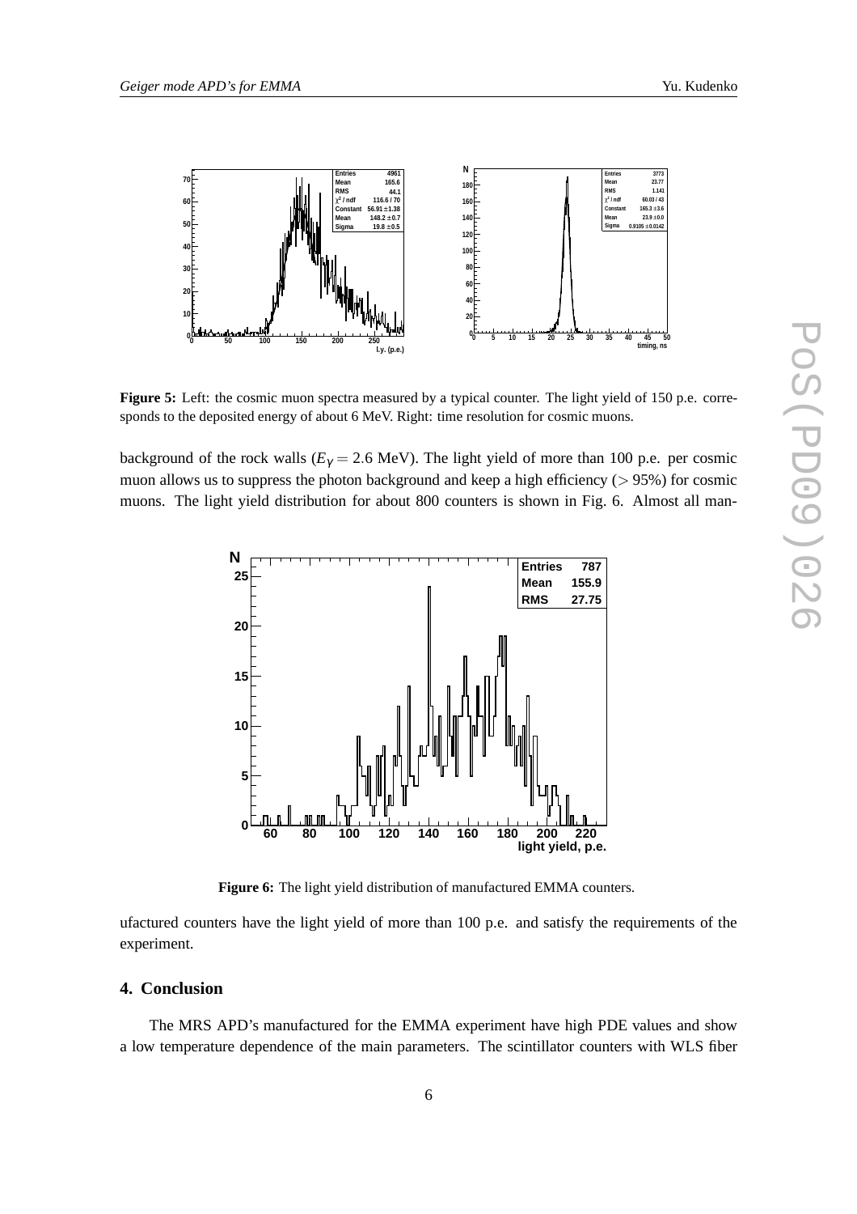**Figure 5:** Left: the cosmic muon spectra measured by a typical counter. The light yield of 150 p.e. corresponds to the deposited energy of about 6 MeV. Right: time resolution for cosmic muons.

background of the rock walls ($E_\gamma = 2.6$ MeV). The light yield of more than 100 p.e. per cosmic muon allows us to suppress the photon background and keep a high efficiency ($> 95\%$) for cosmic muons. The light yield distribution for about 800 counters is shown in Fig. 6. Almost all manufactured counters have the light yield of more than 100 p.e. and satisfy the requirements of the experiment.

**Figure 6:** The light yield distribution of manufactured EMMA counters.

## 4. Conclusion

The MRS APD's manufactured for the EMMA experiment have high PDE values and show a low temperature dependence of the main parameters. The scintillator counters with WLS fiber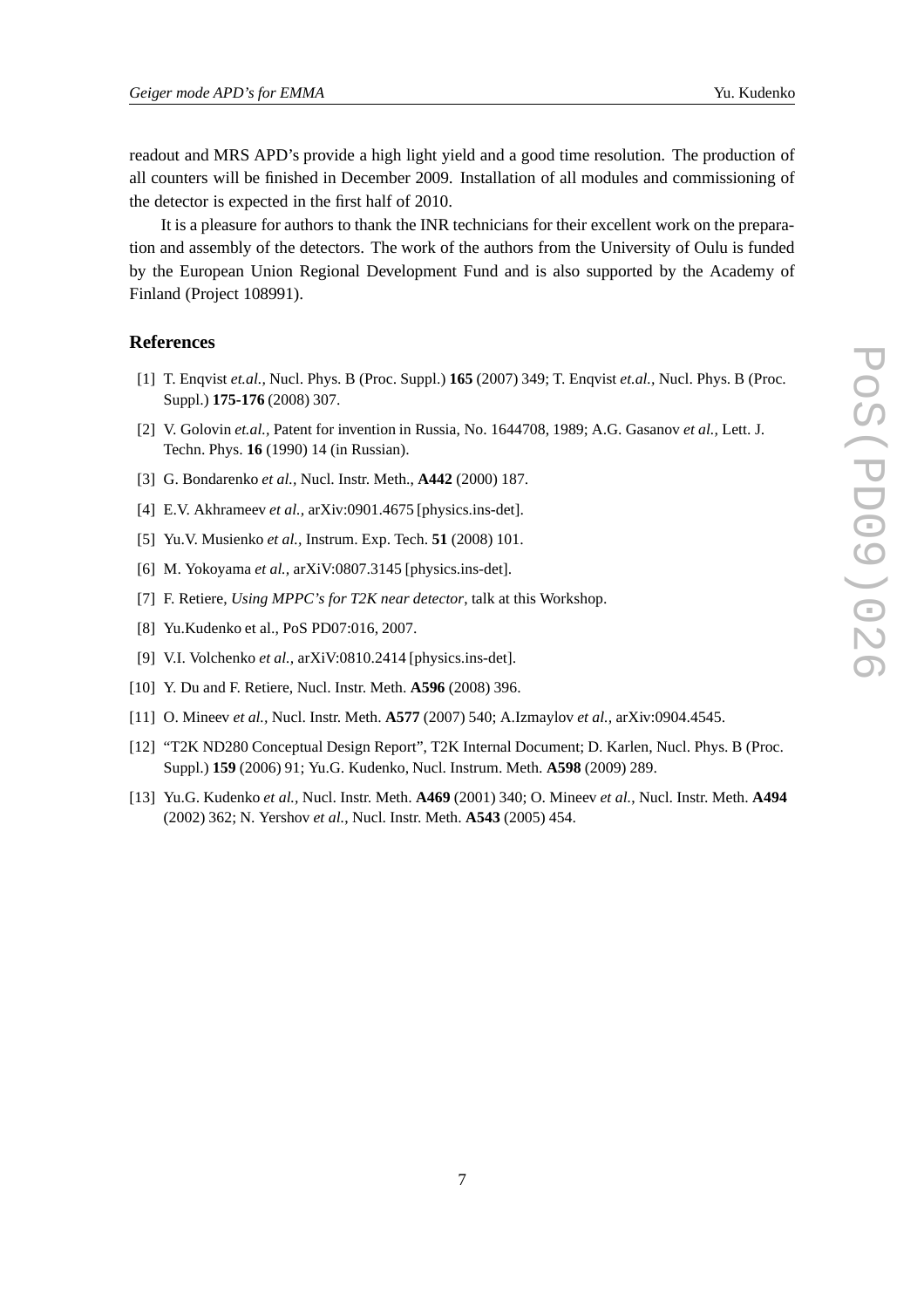readout and MRS APD's provide a high light yield and a good time resolution. The production of all counters will be finished in December 2009. Installation of all modules and commissioning of the detector is expected in the first half of 2010.

It is a pleasure for authors to thank the INR technicians for their excellent work on the preparation and assembly of the detectors. The work of the authors from the University of Oulu is funded by the European Union Regional Development Fund and is also supported by the Academy of Finland (Project 108991).

## References

[1] T. Enqvist *et.al.*, Nucl. Phys. B (Proc. Suppl.) **165** (2007) 349; T. Enqvist *et.al.*, Nucl. Phys. B (Proc. Suppl.) **175-176** (2008) 307.

[2] V. Golovin *et.al.*, Patent for invention in Russia, No. 1644708, 1989; A.G. Gasanov *et al.*, Lett. J. Techn. Phys. **16** (1990) 14 (in Russian).

[3] G. Bondarenko *et al.*, Nucl. Instr. Meth., **A442** (2000) 187.

[4] E.V. Akhrameev *et al.*, arXiv:0901.4675 [physics.ins-det].

[5] Yu.V. Musienko *et al.*, Instrum. Exp. Tech. **51** (2008) 101.

[6] M. Yokoyama *et al.*, arXiV:0807.3145 [physics.ins-det].

[7] F. Retiere, *Using MPPC's for T2K near detector*, talk at this Workshop.

[8] Yu.Kudenko et al., PoS PD07:016, 2007.

[9] V.I. Volchenko *et al.*, arXiV:0810.2414 [physics.ins-det].

[10] Y. Du and F. Retiere, Nucl. Instr. Meth. **A596** (2008) 396.

[11] O. Mineev *et al.*, Nucl. Instr. Meth. **A577** (2007) 540; A.Izmaylov *et al.*, arXiv:0904.4545.

[12] "T2K ND280 Conceptual Design Report", T2K Internal Document; D. Karlen, Nucl. Phys. B (Proc. Suppl.) **159** (2006) 91; Yu.G. Kudenko, Nucl. Instrum. Meth. **A598** (2009) 289.

[13] Yu.G. Kudenko *et al.*, Nucl. Instr. Meth. **A469** (2001) 340; O. Mineev *et al.*, Nucl. Instr. Meth. **A494** (2002) 362; N. Yershov *et al.*, Nucl. Instr. Meth. **A543** (2005) 454.